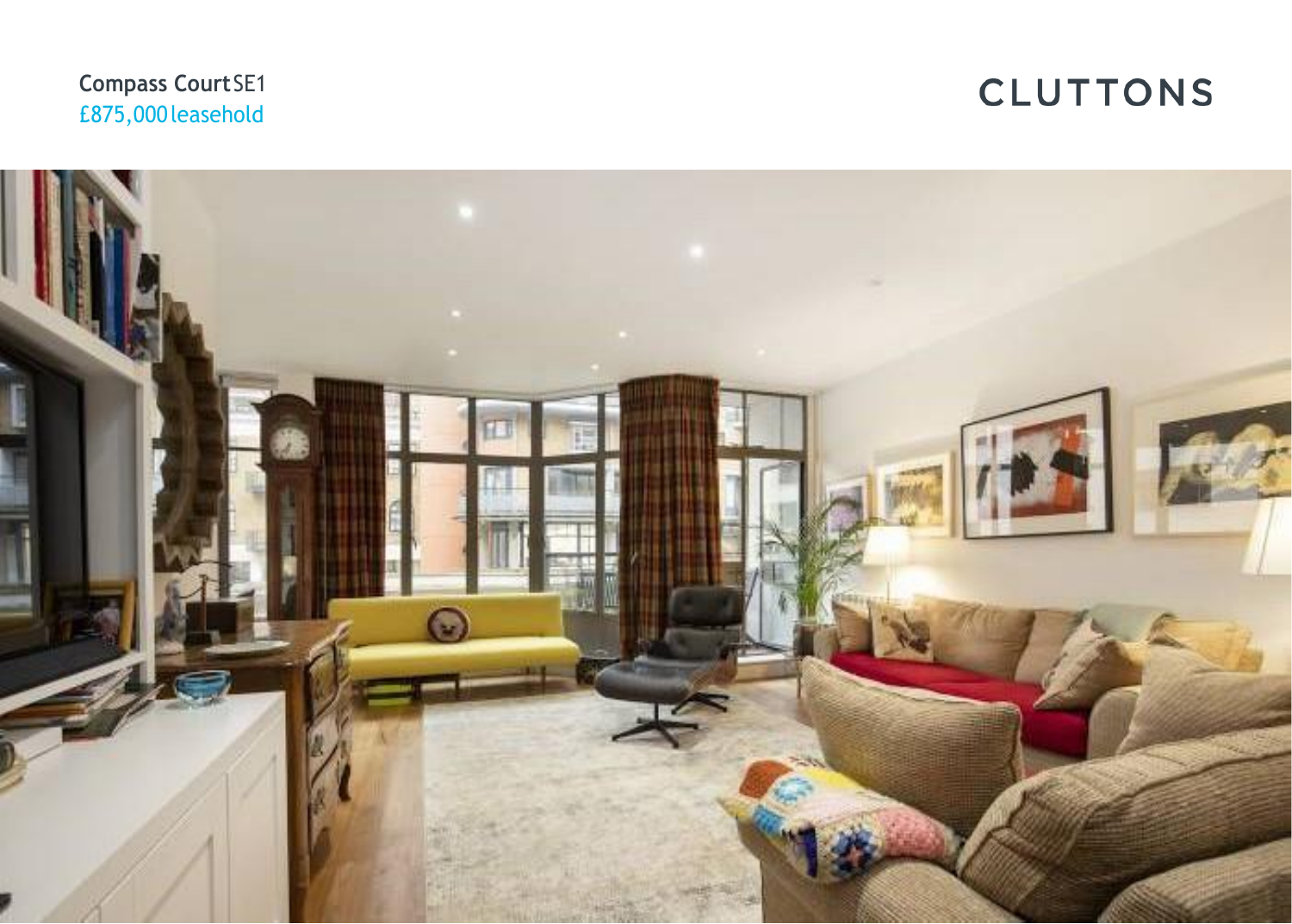**Compass Court** SE1
£875,000 leasehold

CLUTTONS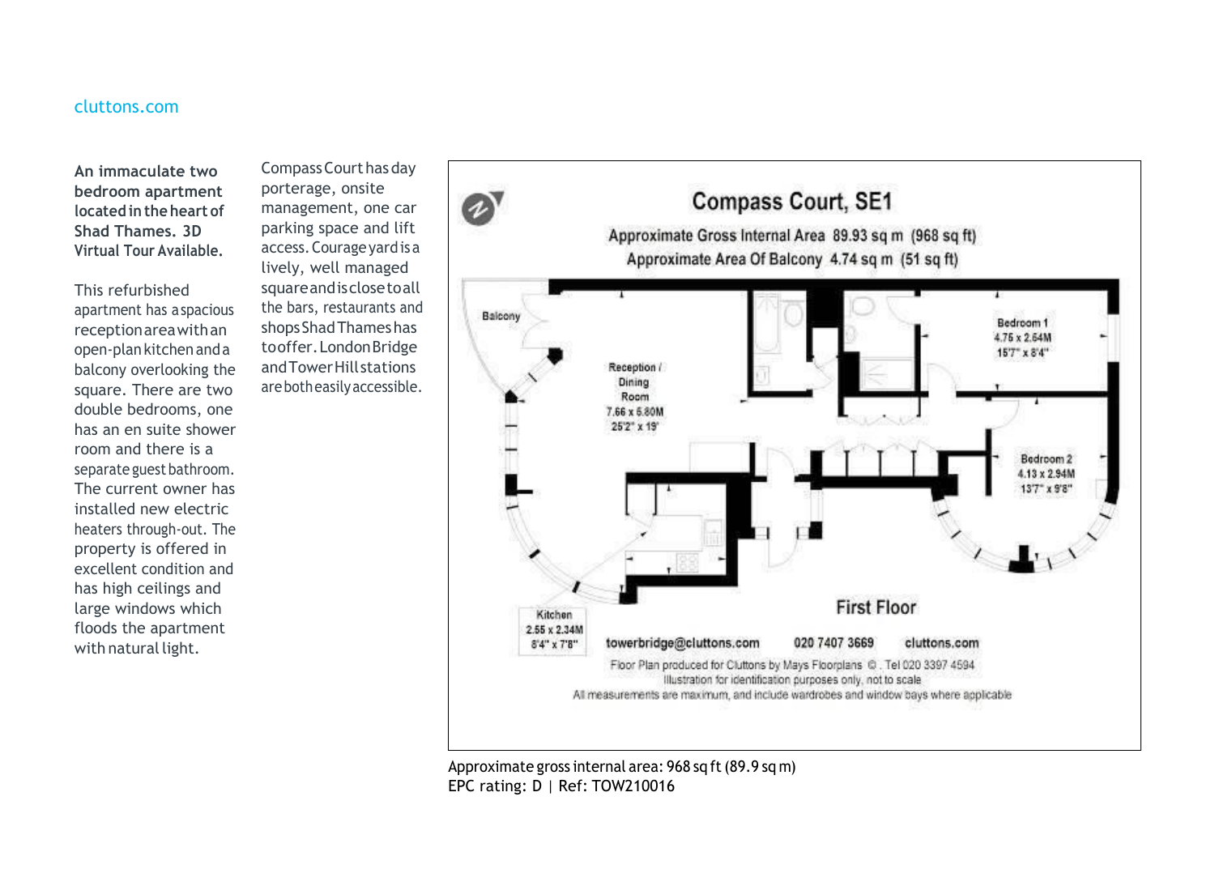cluttons.com

**An immaculate two bedroom apartment located in the heart of Shad Thames. 3D Virtual Tour Available.**

This refurbished apartment has a spacious reception area with an open-plan kitchen and a balcony overlooking the square. There are two double bedrooms, one has an en suite shower room and there is a separate guest bathroom. The current owner has installed new electric heaters through-out. The property is offered in excellent condition and has high ceilings and large windows which floods the apartment with natural light.

Compass Court has day porterage, onsite management, one car parking space and lift access. Courage yard is a lively, well managed square and is close to all the bars, restaurants and shops Shad Thames has to offer. London Bridge and Tower Hill stations are both easily accessible.

## Compass Court, SE1

Approximate Gross Internal Area 89.93 sq m (968 sq ft)
Approximate Area Of Balcony 4.74 sq m (51 sq ft)

Balcony

Reception / Dining Room
7.66 x 5.80M
25'2" x 19'

Bedroom 1
4.76 x 2.64M
15'7" x 8'4"

Bedroom 2
4.13 x 2.94M
13'7" x 9'8"

Kitchen
2.55 x 2.34M
8'4" x 7'8"

First Floor

towerbridge@cluttons.com 020 7407 3669 cluttons.com

Floor Plan produced for Cluttons by Mays Floorplans ©. Tel 020 3397 4594
Illustration for identification purposes only, not to scale
All measurements are maximum, and include wardrobes and window bays where applicable

Approximate gross internal area: 968 sq ft (89.9 sq m)
EPC rating: D | Ref: TOW210016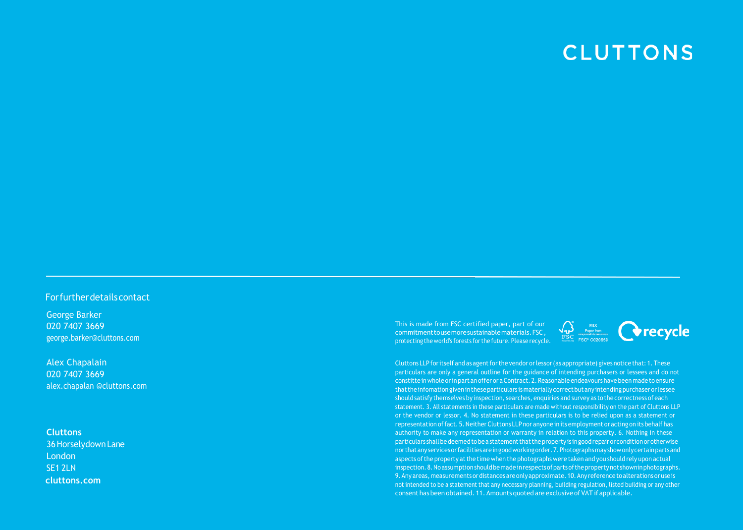# CLUTTONS

For further details contact

George Barker
020 7407 3669
george.barker@cluttons.com

Alex Chapalain
020 7407 3669
alex.chapalan @cluttons.com

**Cluttons**
36 Horselydown Lane
London
SE1 2LN
**cluttons.com**

This is made from FSC certified paper, part of our commitment to use more sustainable materials. FSC, protecting the world's forests for the future. Please recycle.

MIX
Paper from responsible sources
FSC® C020656

recycle

Cluttons LLP for itself and as agent for the vendor or lessor (as appropriate) gives notice that: 1. These particulars are only a general outline for the guidance of intending purchasers or lessees and do not constitte in whole or in part an offer or a Contract. 2. Reasonable endeavours have been made to ensure that the infomation given in these particulars is materially correct but any intending purchaser or lessee should satisfy themselves by inspection, searches, enquiries and survey as to the correctness of each statement. 3. All statements in these particulars are made without responsibility on the part of Cluttons LLP or the vendor or lessor. 4. No statement in these particulars is to be relied upon as a statement or representation of fact. 5. Neither Cluttons LLP nor anyone in its employment or acting on its behalf has authority to make any representation or warranty in relation to this property. 6. Nothing in these particulars shall be deemed to be a statement that the property is in good repair or condition or otherwise nor that any services or facilities are in good working order. 7. Photographs may show only certain parts and aspects of the property at the time when the photographs were taken and you should rely upon actual inspection. 8. No assumption should be made in respects of parts of the property not shown in photographs. 9. Any areas, measurements or distances are only approximate. 10. Any reference to alterations or use is not intended to be a statement that any necessary planning, building regulation, listed building or any other consent has been obtained. 11. Amounts quoted are exclusive of VAT if applicable.